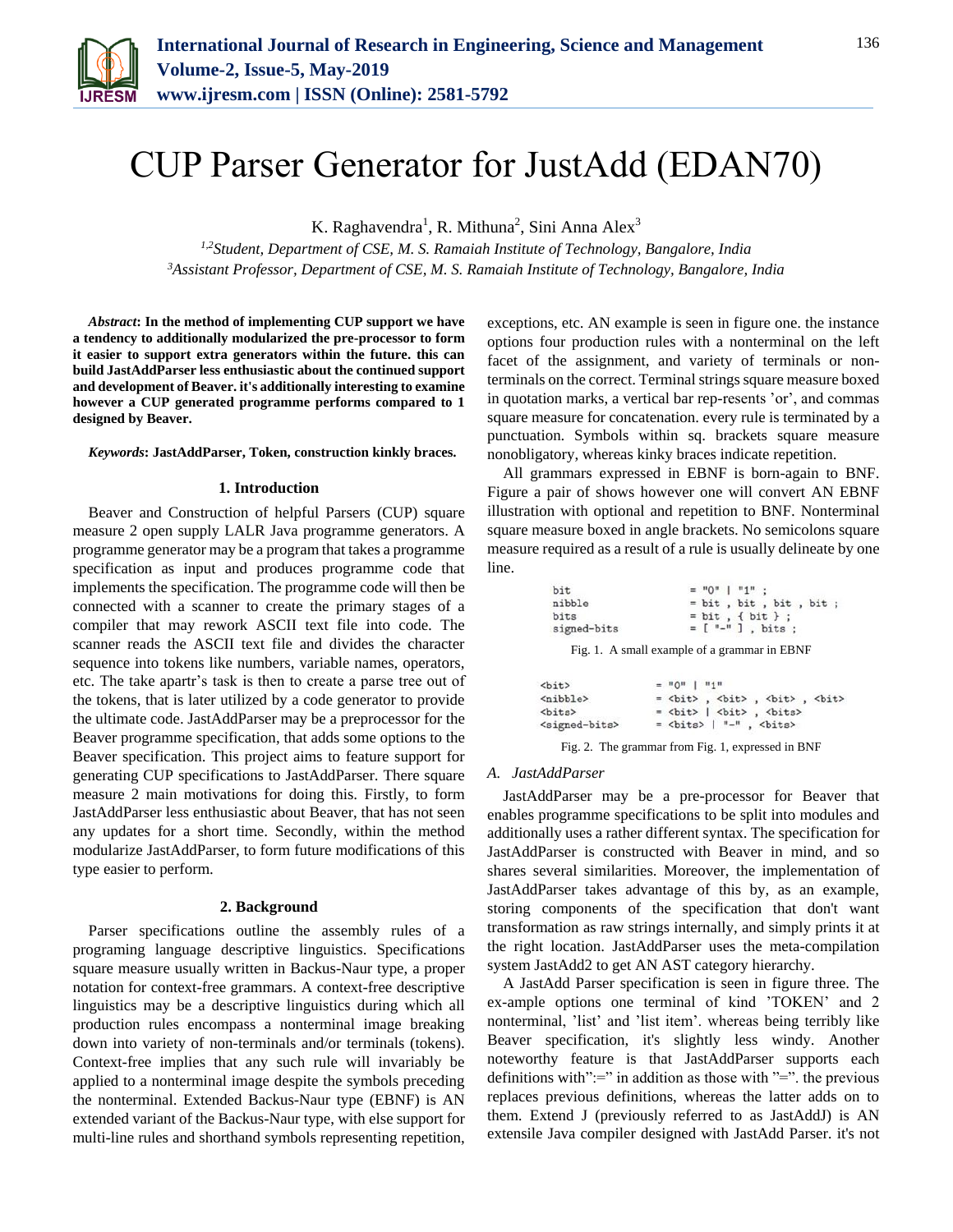# CUP Parser Generator for JustAdd (EDAN70)

K. Raghavendra[1], R. Mithuna[2], Sini Anna Alex[3]

[1,2]*Student, Department of CSE, M. S. Ramaiah Institute of Technology, Bangalore, India*
[3]*Assistant Professor, Department of CSE, M. S. Ramaiah Institute of Technology, Bangalore, India*

***Abstract*: In the method of implementing CUP support we have a tendency to additionally modularized the pre-processor to form it easier to support extra generators within the future. this can build JastAddParser less enthusiastic about the continued support and development of Beaver. it's additionally interesting to examine however a CUP generated programme performs compared to 1 designed by Beaver.**

***Keywords*: JastAddParser, Token, construction kinkly braces.**

## 1. Introduction

Beaver and Construction of helpful Parsers (CUP) square measure 2 open supply LALR Java programme generators. A programme generator may be a program that takes a programme specification as input and produces programme code that implements the specification. The programme code will then be connected with a scanner to create the primary stages of a compiler that may rework ASCII text file into code. The scanner reads the ASCII text file and divides the character sequence into tokens like numbers, variable names, operators, etc. The take apartr's task is then to create a parse tree out of the tokens, that is later utilized by a code generator to provide the ultimate code. JastAddParser may be a preprocessor for the Beaver programme specification, that adds some options to the Beaver specification. This project aims to feature support for generating CUP specifications to JastAddParser. There square measure 2 main motivations for doing this. Firstly, to form JastAddParser less enthusiastic about Beaver, that has not seen any updates for a short time. Secondly, within the method modularize JastAddParser, to form future modifications of this type easier to perform.

## 2. Background

Parser specifications outline the assembly rules of a programing language descriptive linguistics. Specifications square measure usually written in Backus-Naur type, a proper notation for context-free grammars. A context-free descriptive linguistics may be a descriptive linguistics during which all production rules encompass a nonterminal image breaking down into variety of non-terminals and/or terminals (tokens). Context-free implies that any such rule will invariably be applied to a nonterminal image despite the symbols preceding the nonterminal. Extended Backus-Naur type (EBNF) is AN extended variant of the Backus-Naur type, with else support for multi-line rules and shorthand symbols representing repetition, exceptions, etc. AN example is seen in figure one. the instance options four production rules with a nonterminal on the left facet of the assignment, and variety of terminals or non-terminals on the correct. Terminal strings square measure boxed in quotation marks, a vertical bar rep-resents 'or', and commas square measure for concatenation. every rule is terminated by a punctuation. Symbols within sq. brackets square measure nonobligatory, whereas kinky braces indicate repetition.

All grammars expressed in EBNF is born-again to BNF. Figure a pair of shows however one will convert AN EBNF illustration with optional and repetition to BNF. Nonterminal square measure boxed in angle brackets. No semicolons square measure required as a result of a rule is usually delineate by one line.

```
bit          = "0" | "1" ;
nibble       = bit , bit , bit , bit ;
bits         = bit , { bit } ;
signed-bits  = [ "-" ] , bits ;
```

Fig. 1. A small example of a grammar in EBNF

```
<bit>          = "0" | "1"
<nibble>       = <bit> , <bit> , <bit> , <bit>
<bits>         = <bit> | <bit> , <bits>
<signed-bits>  = <bits> | "-" , <bits>
```

Fig. 2. The grammar from Fig. 1, expressed in BNF

### *A. JastAddParser*

JastAddParser may be a pre-processor for Beaver that enables programme specifications to be split into modules and additionally uses a rather different syntax. The specification for JastAddParser is constructed with Beaver in mind, and so shares several similarities. Moreover, the implementation of JastAddParser takes advantage of this by, as an example, storing components of the specification that don't want transformation as raw strings internally, and simply prints it at the right location. JastAddParser uses the meta-compilation system JastAdd2 to get AN AST category hierarchy.

A JastAdd Parser specification is seen in figure three. The ex-ample options one terminal of kind 'TOKEN' and 2 nonterminal, 'list' and 'list item'. whereas being terribly like Beaver specification, it's slightly less windy. Another noteworthy feature is that JastAddParser supports each definitions with":=" in addition as those with "=". the previous replaces previous definitions, whereas the latter adds on to them. Extend J (previously referred to as JastAddJ) is AN extensile Java compiler designed with JastAdd Parser. it's not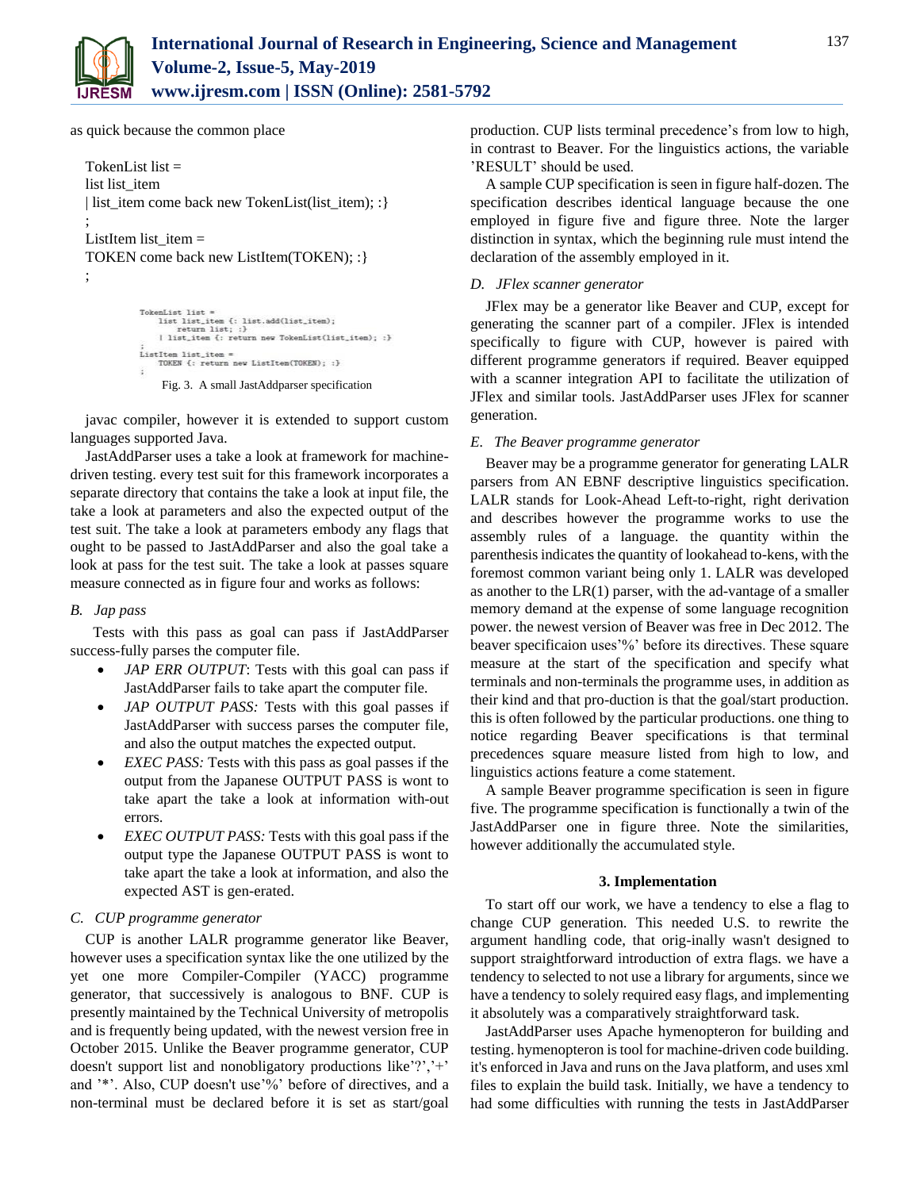as quick because the common place

TokenList list =
list list_item
| list_item come back new TokenList(list_item); :}
;
ListItem list_item =
TOKEN come back new ListItem(TOKEN); :}
;

```
TokenList list =
    list list_item {: list.add(list_item);
        return list; :}
    | list_item {: return new TokenList(list_item); :}
;
ListItem list_item =
    TOKEN {: return new ListItem(TOKEN); :}
;
```

Fig. 3. A small JastAddparser specification

javac compiler, however it is extended to support custom languages supported Java.

JastAddParser uses a take a look at framework for machine-driven testing. every test suit for this framework incorporates a separate directory that contains the take a look at input file, the take a look at parameters and also the expected output of the test suit. The take a look at parameters embody any flags that ought to be passed to JastAddParser and also the goal take a look at pass for the test suit. The take a look at passes square measure connected as in figure four and works as follows:

### B. Jap pass

Tests with this pass as goal can pass if JastAddParser success-fully parses the computer file.

- *JAP ERR OUTPUT*: Tests with this goal can pass if JastAddParser fails to take apart the computer file.
- *JAP OUTPUT PASS:* Tests with this goal passes if JastAddParser with success parses the computer file, and also the output matches the expected output.
- *EXEC PASS:* Tests with this pass as goal passes if the output from the Japanese OUTPUT PASS is wont to take apart the take a look at information with-out errors.
- *EXEC OUTPUT PASS:* Tests with this goal pass if the output type the Japanese OUTPUT PASS is wont to take apart the take a look at information, and also the expected AST is gen-erated.

### C. CUP programme generator

CUP is another LALR programme generator like Beaver, however uses a specification syntax like the one utilized by the yet one more Compiler-Compiler (YACC) programme generator, that successively is analogous to BNF. CUP is presently maintained by the Technical University of metropolis and is frequently being updated, with the newest version free in October 2015. Unlike the Beaver programme generator, CUP doesn't support list and nonobligatory productions like'?','+' and '*'. Also, CUP doesn't use'%' before of directives, and a non-terminal must be declared before it is set as start/goal production. CUP lists terminal precedence's from low to high, in contrast to Beaver. For the linguistics actions, the variable 'RESULT' should be used.

A sample CUP specification is seen in figure half-dozen. The specification describes identical language because the one employed in figure five and figure three. Note the larger distinction in syntax, which the beginning rule must intend the declaration of the assembly employed in it.

### D. JFlex scanner generator

JFlex may be a generator like Beaver and CUP, except for generating the scanner part of a compiler. JFlex is intended specifically to figure with CUP, however is paired with different programme generators if required. Beaver equipped with a scanner integration API to facilitate the utilization of JFlex and similar tools. JastAddParser uses JFlex for scanner generation.

### E. The Beaver programme generator

Beaver may be a programme generator for generating LALR parsers from AN EBNF descriptive linguistics specification. LALR stands for Look-Ahead Left-to-right, right derivation and describes however the programme works to use the assembly rules of a language. the quantity within the parenthesis indicates the quantity of lookahead to-kens, with the foremost common variant being only 1. LALR was developed as another to the LR(1) parser, with the ad-vantage of a smaller memory demand at the expense of some language recognition power. the newest version of Beaver was free in Dec 2012. The beaver specificaion uses'%' before its directives. These square measure at the start of the specification and specify what terminals and non-terminals the programme uses, in addition as their kind and that pro-duction is that the goal/start production. this is often followed by the particular productions. one thing to notice regarding Beaver specifications is that terminal precedences square measure listed from high to low, and linguistics actions feature a come statement.

A sample Beaver programme specification is seen in figure five. The programme specification is functionally a twin of the JastAddParser one in figure three. Note the similarities, however additionally the accumulated style.

## 3. Implementation

To start off our work, we have a tendency to else a flag to change CUP generation. This needed U.S. to rewrite the argument handling code, that orig-inally wasn't designed to support straightforward introduction of extra flags. we have a tendency to selected to not use a library for arguments, since we have a tendency to solely required easy flags, and implementing it absolutely was a comparatively straightforward task.

JastAddParser uses Apache hymenopteron for building and testing. hymenopteron is tool for machine-driven code building. it's enforced in Java and runs on the Java platform, and uses xml files to explain the build task. Initially, we have a tendency to had some difficulties with running the tests in JastAddParser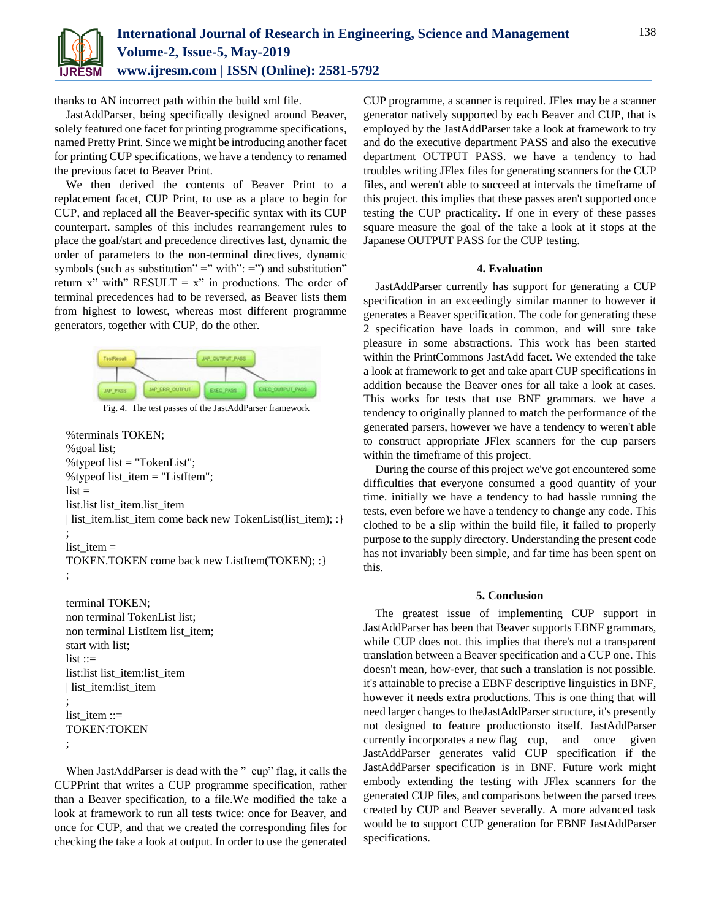thanks to AN incorrect path within the build xml file.

JastAddParser, being specifically designed around Beaver, solely featured one facet for printing programme specifications, named Pretty Print. Since we might be introducing another facet for printing CUP specifications, we have a tendency to renamed the previous facet to Beaver Print.

We then derived the contents of Beaver Print to a replacement facet, CUP Print, to use as a place to begin for CUP, and replaced all the Beaver-specific syntax with its CUP counterpart. samples of this includes rearrangement rules to place the goal/start and precedence directives last, dynamic the order of parameters to the non-terminal directives, dynamic symbols (such as substitution" =" with": =") and substitution" return x" with" RESULT = x" in productions. The order of terminal precedences had to be reversed, as Beaver lists them from highest to lowest, whereas most different programme generators, together with CUP, do the other.

Fig. 4. The test passes of the JastAddParser framework

```
%terminals TOKEN;
%goal list;
%typeof list = "TokenList";
%typeof list_item = "ListItem";
list =
list.list list_item.list_item
| list_item.list_item come back new TokenList(list_item); :}
;
list_item =
TOKEN.TOKEN come back new ListItem(TOKEN); :}
;
```

```
terminal TOKEN;
non terminal TokenList list;
non terminal ListItem list_item;
start with list;
list ::=
list:list list_item:list_item
| list_item:list_item
;
list_item ::=
TOKEN:TOKEN
;
```

When JastAddParser is dead with the "–cup" flag, it calls the CUPPrint that writes a CUP programme specification, rather than a Beaver specification, to a file.We modified the take a look at framework to run all tests twice: once for Beaver, and once for CUP, and that we created the corresponding files for checking the take a look at output. In order to use the generated CUP programme, a scanner is required. JFlex may be a scanner generator natively supported by each Beaver and CUP, that is employed by the JastAddParser take a look at framework to try and do the executive department PASS and also the executive department OUTPUT PASS. we have a tendency to had troubles writing JFlex files for generating scanners for the CUP files, and weren't able to succeed at intervals the timeframe of this project. this implies that these passes aren't supported once testing the CUP practicality. If one in every of these passes square measure the goal of the take a look at it stops at the Japanese OUTPUT PASS for the CUP testing.

## 4. Evaluation

JastAddParser currently has support for generating a CUP specification in an exceedingly similar manner to however it generates a Beaver specification. The code for generating these 2 specification have loads in common, and will sure take pleasure in some abstractions. This work has been started within the PrintCommons JastAdd facet. We extended the take a look at framework to get and take apart CUP specifications in addition because the Beaver ones for all take a look at cases. This works for tests that use BNF grammars. we have a tendency to originally planned to match the performance of the generated parsers, however we have a tendency to weren't able to construct appropriate JFlex scanners for the cup parsers within the timeframe of this project.

During the course of this project we've got encountered some difficulties that everyone consumed a good quantity of your time. initially we have a tendency to had hassle running the tests, even before we have a tendency to change any code. This clothed to be a slip within the build file, it failed to properly purpose to the supply directory. Understanding the present code has not invariably been simple, and far time has been spent on this.

## 5. Conclusion

The greatest issue of implementing CUP support in JastAddParser has been that Beaver supports EBNF grammars, while CUP does not. this implies that there's not a transparent translation between a Beaver specification and a CUP one. This doesn't mean, how-ever, that such a translation is not possible. it's attainable to precise a EBNF descriptive linguistics in BNF, however it needs extra productions. This is one thing that will need larger changes to theJastAddParser structure, it's presently not designed to feature productionsto itself. JastAddParser currently incorporates a new flag cup, and once given JastAddParser generates valid CUP specification if the JastAddParser specification is in BNF. Future work might embody extending the testing with JFlex scanners for the generated CUP files, and comparisons between the parsed trees created by CUP and Beaver severally. A more advanced task would be to support CUP generation for EBNF JastAddParser specifications.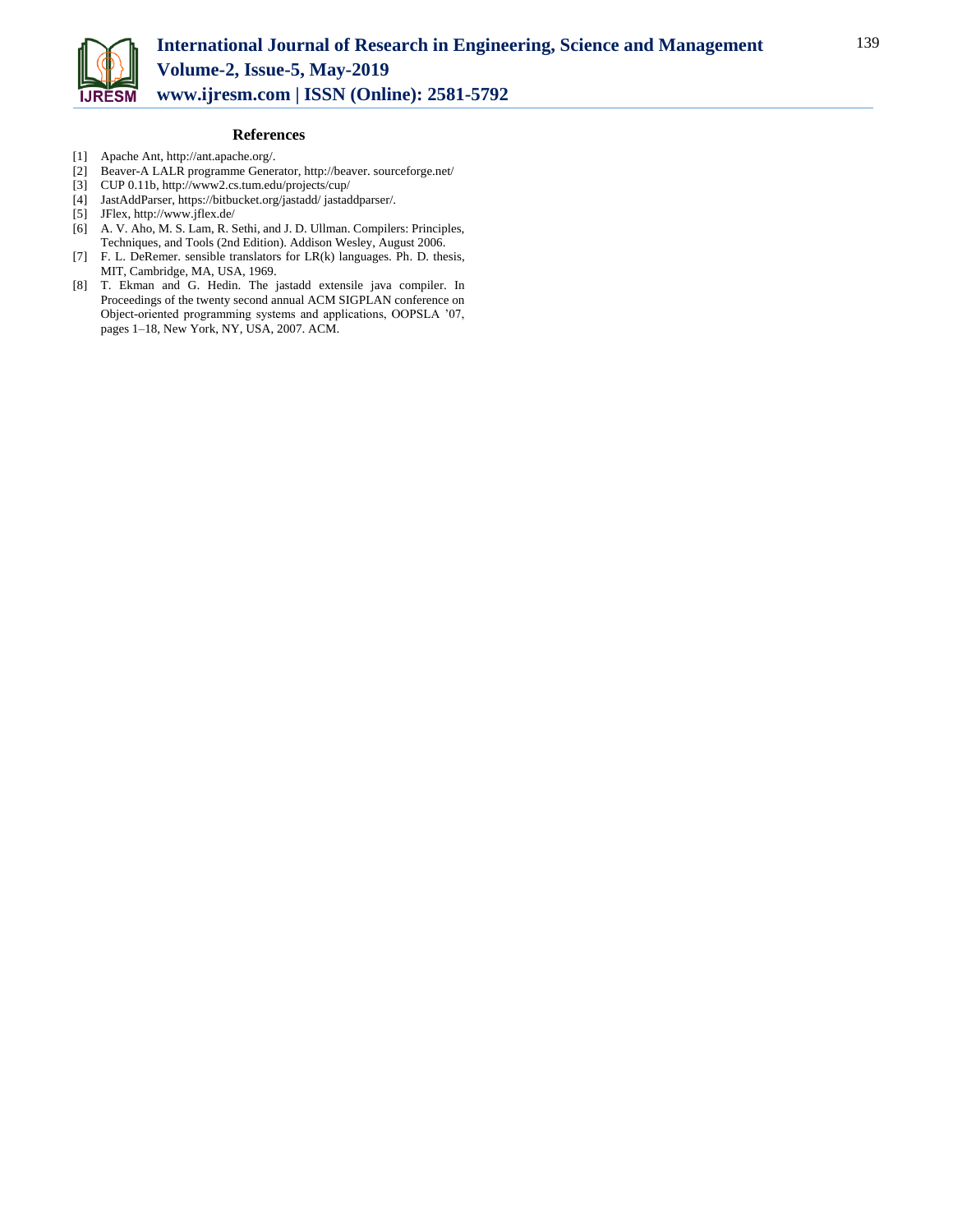## References

[1] Apache Ant, http://ant.apache.org/.
[2] Beaver-A LALR programme Generator, http://beaver. sourceforge.net/
[3] CUP 0.11b, http://www2.cs.tum.edu/projects/cup/
[4] JastAddParser, https://bitbucket.org/jastadd/ jastaddparser/.
[5] JFlex, http://www.jflex.de/
[6] A. V. Aho, M. S. Lam, R. Sethi, and J. D. Ullman. Compilers: Principles, Techniques, and Tools (2nd Edition). Addison Wesley, August 2006.
[7] F. L. DeRemer. sensible translators for LR(k) languages. Ph. D. thesis, MIT, Cambridge, MA, USA, 1969.
[8] T. Ekman and G. Hedin. The jastadd extensile java compiler. In Proceedings of the twenty second annual ACM SIGPLAN conference on Object-oriented programming systems and applications, OOPSLA '07, pages 1–18, New York, NY, USA, 2007. ACM.